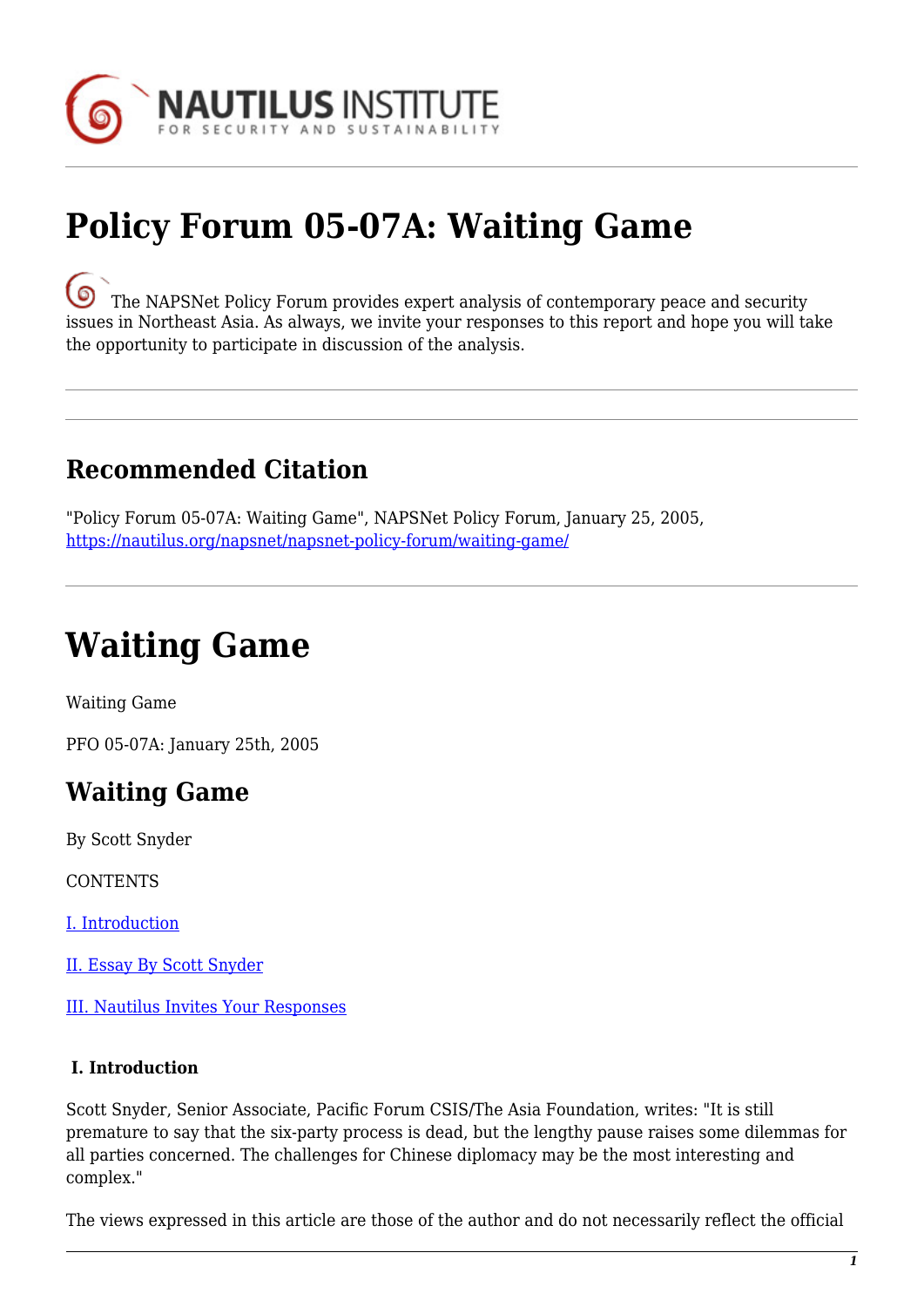# Policy Forum 05-07A: Waiting Game

The NAPSNet Policy Forum provides expert analysis of contemporary peace and security issues in Northeast Asia. As always, we invite your responses to this report and hope you will take the opportunity to participate in discussion of the analysis.

---

## Recommended Citation

"Policy Forum 05-07A: Waiting Game", NAPSNet Policy Forum, January 25, 2005, https://nautilus.org/napsnet/napsnet-policy-forum/waiting-game/

---

# Waiting Game

Waiting Game

PFO 05-07A: January 25th, 2005

## Waiting Game

By Scott Snyder

CONTENTS

I. Introduction

II. Essay By Scott Snyder

III. Nautilus Invites Your Responses

**I. Introduction**

Scott Snyder, Senior Associate, Pacific Forum CSIS/The Asia Foundation, writes: "It is still premature to say that the six-party process is dead, but the lengthy pause raises some dilemmas for all parties concerned. The challenges for Chinese diplomacy may be the most interesting and complex."

The views expressed in this article are those of the author and do not necessarily reflect the official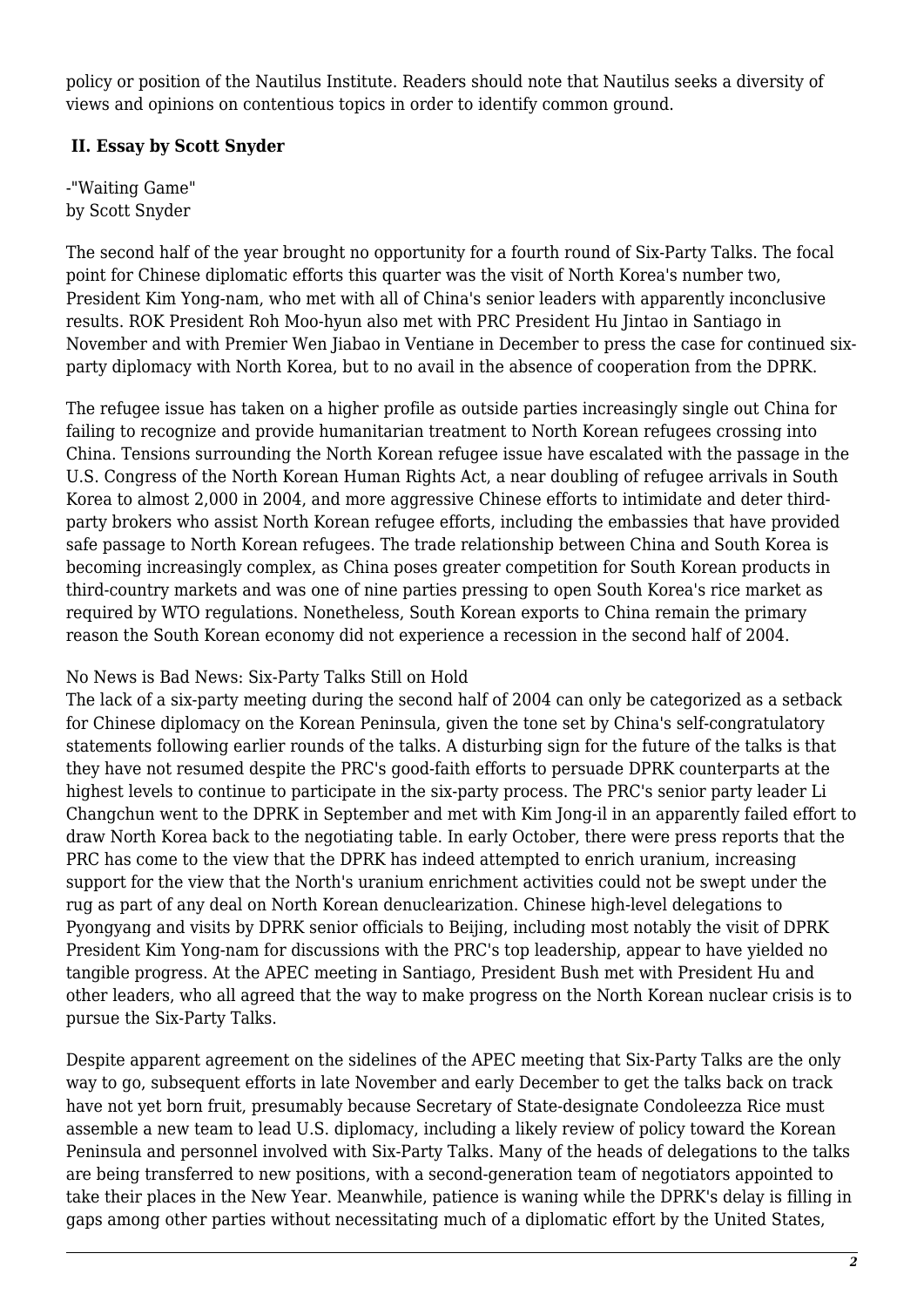policy or position of the Nautilus Institute. Readers should note that Nautilus seeks a diversity of views and opinions on contentious topics in order to identify common ground.

## II. Essay by Scott Snyder

-"Waiting Game"
by Scott Snyder

The second half of the year brought no opportunity for a fourth round of Six-Party Talks. The focal point for Chinese diplomatic efforts this quarter was the visit of North Korea's number two, President Kim Yong-nam, who met with all of China's senior leaders with apparently inconclusive results. ROK President Roh Moo-hyun also met with PRC President Hu Jintao in Santiago in November and with Premier Wen Jiabao in Ventiane in December to press the case for continued six-party diplomacy with North Korea, but to no avail in the absence of cooperation from the DPRK.

The refugee issue has taken on a higher profile as outside parties increasingly single out China for failing to recognize and provide humanitarian treatment to North Korean refugees crossing into China. Tensions surrounding the North Korean refugee issue have escalated with the passage in the U.S. Congress of the North Korean Human Rights Act, a near doubling of refugee arrivals in South Korea to almost 2,000 in 2004, and more aggressive Chinese efforts to intimidate and deter third-party brokers who assist North Korean refugee efforts, including the embassies that have provided safe passage to North Korean refugees. The trade relationship between China and South Korea is becoming increasingly complex, as China poses greater competition for South Korean products in third-country markets and was one of nine parties pressing to open South Korea's rice market as required by WTO regulations. Nonetheless, South Korean exports to China remain the primary reason the South Korean economy did not experience a recession in the second half of 2004.

No News is Bad News: Six-Party Talks Still on Hold

The lack of a six-party meeting during the second half of 2004 can only be categorized as a setback for Chinese diplomacy on the Korean Peninsula, given the tone set by China's self-congratulatory statements following earlier rounds of the talks. A disturbing sign for the future of the talks is that they have not resumed despite the PRC's good-faith efforts to persuade DPRK counterparts at the highest levels to continue to participate in the six-party process. The PRC's senior party leader Li Changchun went to the DPRK in September and met with Kim Jong-il in an apparently failed effort to draw North Korea back to the negotiating table. In early October, there were press reports that the PRC has come to the view that the DPRK has indeed attempted to enrich uranium, increasing support for the view that the North's uranium enrichment activities could not be swept under the rug as part of any deal on North Korean denuclearization. Chinese high-level delegations to Pyongyang and visits by DPRK senior officials to Beijing, including most notably the visit of DPRK President Kim Yong-nam for discussions with the PRC's top leadership, appear to have yielded no tangible progress. At the APEC meeting in Santiago, President Bush met with President Hu and other leaders, who all agreed that the way to make progress on the North Korean nuclear crisis is to pursue the Six-Party Talks.

Despite apparent agreement on the sidelines of the APEC meeting that Six-Party Talks are the only way to go, subsequent efforts in late November and early December to get the talks back on track have not yet born fruit, presumably because Secretary of State-designate Condoleezza Rice must assemble a new team to lead U.S. diplomacy, including a likely review of policy toward the Korean Peninsula and personnel involved with Six-Party Talks. Many of the heads of delegations to the talks are being transferred to new positions, with a second-generation team of negotiators appointed to take their places in the New Year. Meanwhile, patience is waning while the DPRK's delay is filling in gaps among other parties without necessitating much of a diplomatic effort by the United States,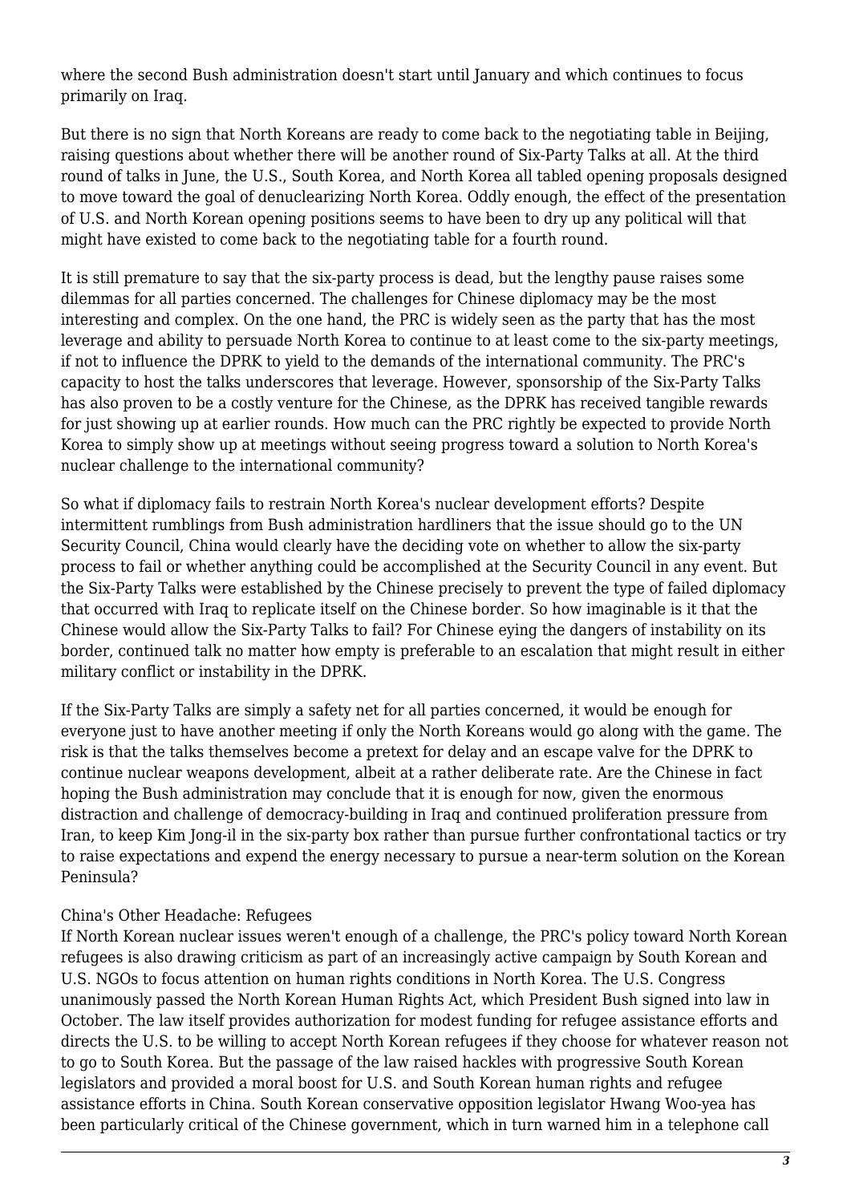where the second Bush administration doesn't start until January and which continues to focus primarily on Iraq.

But there is no sign that North Koreans are ready to come back to the negotiating table in Beijing, raising questions about whether there will be another round of Six-Party Talks at all. At the third round of talks in June, the U.S., South Korea, and North Korea all tabled opening proposals designed to move toward the goal of denuclearizing North Korea. Oddly enough, the effect of the presentation of U.S. and North Korean opening positions seems to have been to dry up any political will that might have existed to come back to the negotiating table for a fourth round.

It is still premature to say that the six-party process is dead, but the lengthy pause raises some dilemmas for all parties concerned. The challenges for Chinese diplomacy may be the most interesting and complex. On the one hand, the PRC is widely seen as the party that has the most leverage and ability to persuade North Korea to continue to at least come to the six-party meetings, if not to influence the DPRK to yield to the demands of the international community. The PRC's capacity to host the talks underscores that leverage. However, sponsorship of the Six-Party Talks has also proven to be a costly venture for the Chinese, as the DPRK has received tangible rewards for just showing up at earlier rounds. How much can the PRC rightly be expected to provide North Korea to simply show up at meetings without seeing progress toward a solution to North Korea's nuclear challenge to the international community?

So what if diplomacy fails to restrain North Korea's nuclear development efforts? Despite intermittent rumblings from Bush administration hardliners that the issue should go to the UN Security Council, China would clearly have the deciding vote on whether to allow the six-party process to fail or whether anything could be accomplished at the Security Council in any event. But the Six-Party Talks were established by the Chinese precisely to prevent the type of failed diplomacy that occurred with Iraq to replicate itself on the Chinese border. So how imaginable is it that the Chinese would allow the Six-Party Talks to fail? For Chinese eying the dangers of instability on its border, continued talk no matter how empty is preferable to an escalation that might result in either military conflict or instability in the DPRK.

If the Six-Party Talks are simply a safety net for all parties concerned, it would be enough for everyone just to have another meeting if only the North Koreans would go along with the game. The risk is that the talks themselves become a pretext for delay and an escape valve for the DPRK to continue nuclear weapons development, albeit at a rather deliberate rate. Are the Chinese in fact hoping the Bush administration may conclude that it is enough for now, given the enormous distraction and challenge of democracy-building in Iraq and continued proliferation pressure from Iran, to keep Kim Jong-il in the six-party box rather than pursue further confrontational tactics or try to raise expectations and expend the energy necessary to pursue a near-term solution on the Korean Peninsula?

## China's Other Headache: Refugees

If North Korean nuclear issues weren't enough of a challenge, the PRC's policy toward North Korean refugees is also drawing criticism as part of an increasingly active campaign by South Korean and U.S. NGOs to focus attention on human rights conditions in North Korea. The U.S. Congress unanimously passed the North Korean Human Rights Act, which President Bush signed into law in October. The law itself provides authorization for modest funding for refugee assistance efforts and directs the U.S. to be willing to accept North Korean refugees if they choose for whatever reason not to go to South Korea. But the passage of the law raised hackles with progressive South Korean legislators and provided a moral boost for U.S. and South Korean human rights and refugee assistance efforts in China. South Korean conservative opposition legislator Hwang Woo-yea has been particularly critical of the Chinese government, which in turn warned him in a telephone call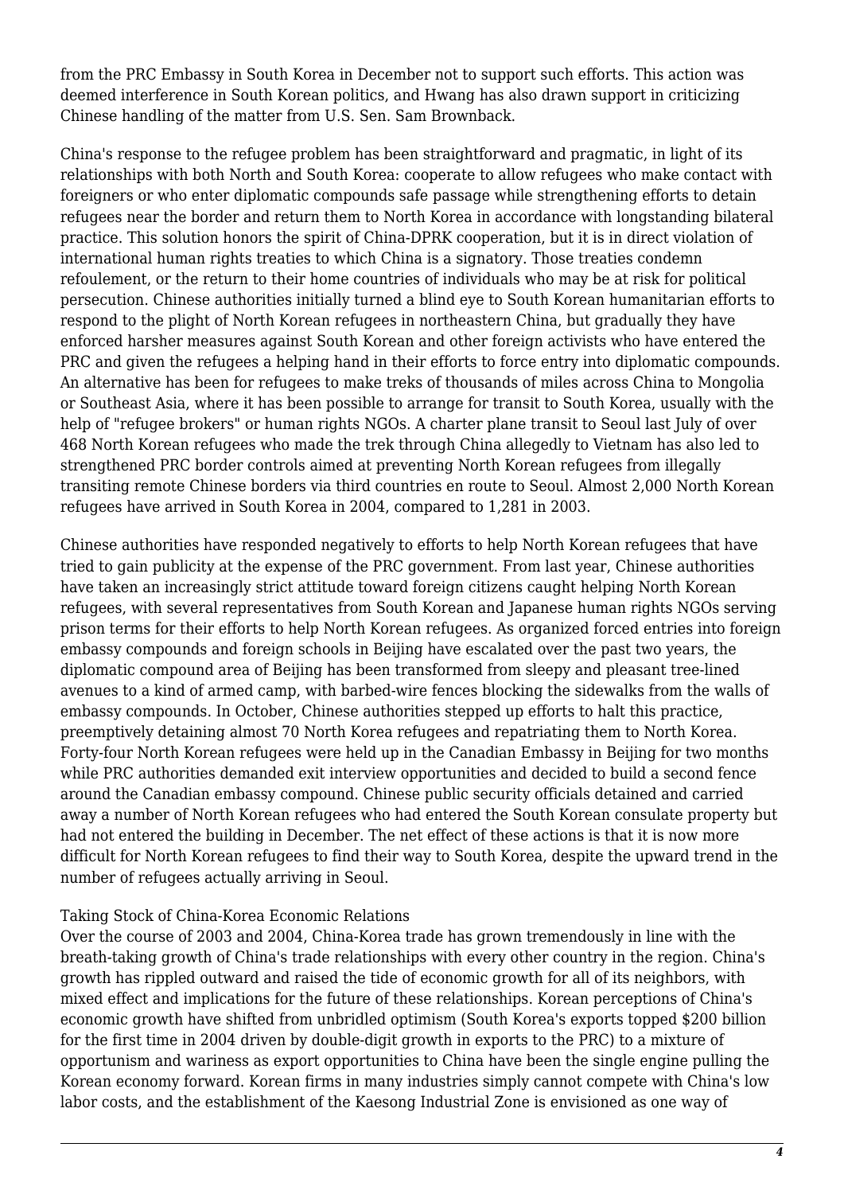from the PRC Embassy in South Korea in December not to support such efforts. This action was deemed interference in South Korean politics, and Hwang has also drawn support in criticizing Chinese handling of the matter from U.S. Sen. Sam Brownback.

China's response to the refugee problem has been straightforward and pragmatic, in light of its relationships with both North and South Korea: cooperate to allow refugees who make contact with foreigners or who enter diplomatic compounds safe passage while strengthening efforts to detain refugees near the border and return them to North Korea in accordance with longstanding bilateral practice. This solution honors the spirit of China-DPRK cooperation, but it is in direct violation of international human rights treaties to which China is a signatory. Those treaties condemn refoulement, or the return to their home countries of individuals who may be at risk for political persecution. Chinese authorities initially turned a blind eye to South Korean humanitarian efforts to respond to the plight of North Korean refugees in northeastern China, but gradually they have enforced harsher measures against South Korean and other foreign activists who have entered the PRC and given the refugees a helping hand in their efforts to force entry into diplomatic compounds. An alternative has been for refugees to make treks of thousands of miles across China to Mongolia or Southeast Asia, where it has been possible to arrange for transit to South Korea, usually with the help of "refugee brokers" or human rights NGOs. A charter plane transit to Seoul last July of over 468 North Korean refugees who made the trek through China allegedly to Vietnam has also led to strengthened PRC border controls aimed at preventing North Korean refugees from illegally transiting remote Chinese borders via third countries en route to Seoul. Almost 2,000 North Korean refugees have arrived in South Korea in 2004, compared to 1,281 in 2003.

Chinese authorities have responded negatively to efforts to help North Korean refugees that have tried to gain publicity at the expense of the PRC government. From last year, Chinese authorities have taken an increasingly strict attitude toward foreign citizens caught helping North Korean refugees, with several representatives from South Korean and Japanese human rights NGOs serving prison terms for their efforts to help North Korean refugees. As organized forced entries into foreign embassy compounds and foreign schools in Beijing have escalated over the past two years, the diplomatic compound area of Beijing has been transformed from sleepy and pleasant tree-lined avenues to a kind of armed camp, with barbed-wire fences blocking the sidewalks from the walls of embassy compounds. In October, Chinese authorities stepped up efforts to halt this practice, preemptively detaining almost 70 North Korea refugees and repatriating them to North Korea. Forty-four North Korean refugees were held up in the Canadian Embassy in Beijing for two months while PRC authorities demanded exit interview opportunities and decided to build a second fence around the Canadian embassy compound. Chinese public security officials detained and carried away a number of North Korean refugees who had entered the South Korean consulate property but had not entered the building in December. The net effect of these actions is that it is now more difficult for North Korean refugees to find their way to South Korea, despite the upward trend in the number of refugees actually arriving in Seoul.

## Taking Stock of China-Korea Economic Relations

Over the course of 2003 and 2004, China-Korea trade has grown tremendously in line with the breath-taking growth of China's trade relationships with every other country in the region. China's growth has rippled outward and raised the tide of economic growth for all of its neighbors, with mixed effect and implications for the future of these relationships. Korean perceptions of China's economic growth have shifted from unbridled optimism (South Korea's exports topped $200 billion for the first time in 2004 driven by double-digit growth in exports to the PRC) to a mixture of opportunism and wariness as export opportunities to China have been the single engine pulling the Korean economy forward. Korean firms in many industries simply cannot compete with China's low labor costs, and the establishment of the Kaesong Industrial Zone is envisioned as one way of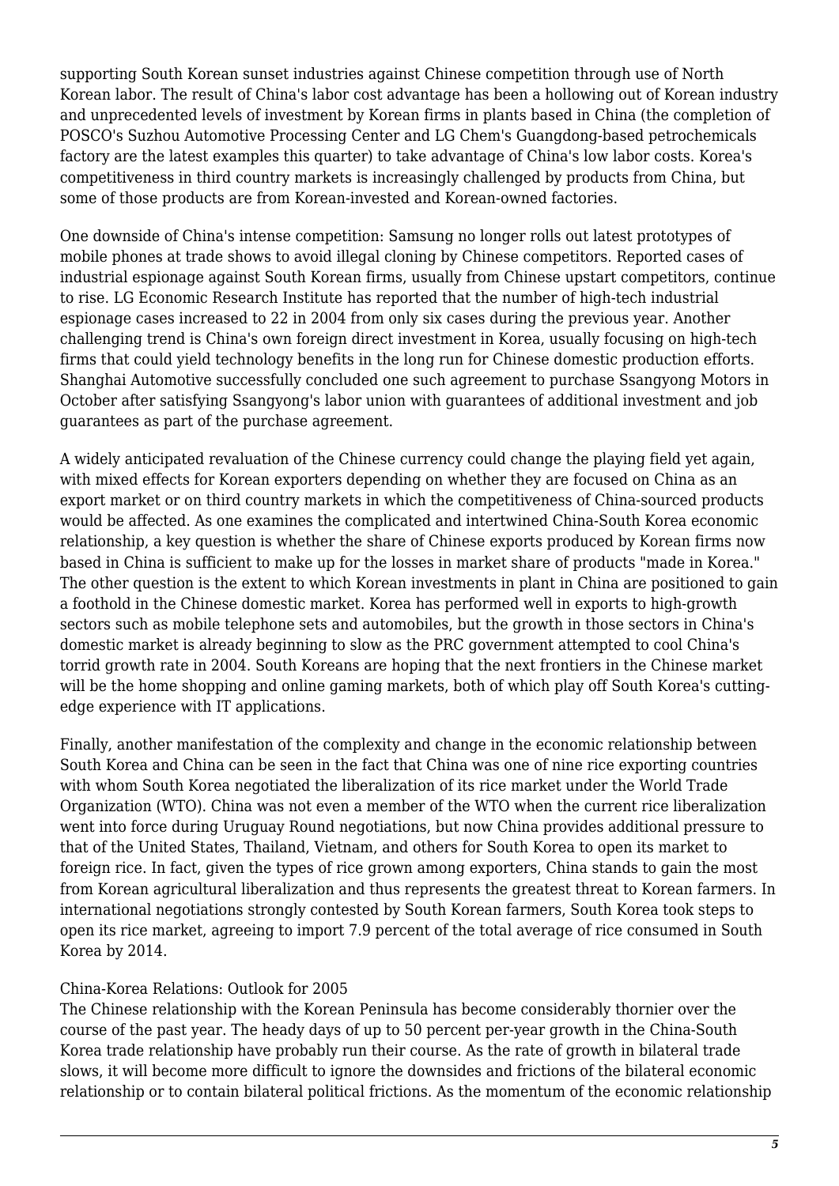supporting South Korean sunset industries against Chinese competition through use of North Korean labor. The result of China's labor cost advantage has been a hollowing out of Korean industry and unprecedented levels of investment by Korean firms in plants based in China (the completion of POSCO's Suzhou Automotive Processing Center and LG Chem's Guangdong-based petrochemicals factory are the latest examples this quarter) to take advantage of China's low labor costs. Korea's competitiveness in third country markets is increasingly challenged by products from China, but some of those products are from Korean-invested and Korean-owned factories.

One downside of China's intense competition: Samsung no longer rolls out latest prototypes of mobile phones at trade shows to avoid illegal cloning by Chinese competitors. Reported cases of industrial espionage against South Korean firms, usually from Chinese upstart competitors, continue to rise. LG Economic Research Institute has reported that the number of high-tech industrial espionage cases increased to 22 in 2004 from only six cases during the previous year. Another challenging trend is China's own foreign direct investment in Korea, usually focusing on high-tech firms that could yield technology benefits in the long run for Chinese domestic production efforts. Shanghai Automotive successfully concluded one such agreement to purchase Ssangyong Motors in October after satisfying Ssangyong's labor union with guarantees of additional investment and job guarantees as part of the purchase agreement.

A widely anticipated revaluation of the Chinese currency could change the playing field yet again, with mixed effects for Korean exporters depending on whether they are focused on China as an export market or on third country markets in which the competitiveness of China-sourced products would be affected. As one examines the complicated and intertwined China-South Korea economic relationship, a key question is whether the share of Chinese exports produced by Korean firms now based in China is sufficient to make up for the losses in market share of products "made in Korea." The other question is the extent to which Korean investments in plant in China are positioned to gain a foothold in the Chinese domestic market. Korea has performed well in exports to high-growth sectors such as mobile telephone sets and automobiles, but the growth in those sectors in China's domestic market is already beginning to slow as the PRC government attempted to cool China's torrid growth rate in 2004. South Koreans are hoping that the next frontiers in the Chinese market will be the home shopping and online gaming markets, both of which play off South Korea's cutting-edge experience with IT applications.

Finally, another manifestation of the complexity and change in the economic relationship between South Korea and China can be seen in the fact that China was one of nine rice exporting countries with whom South Korea negotiated the liberalization of its rice market under the World Trade Organization (WTO). China was not even a member of the WTO when the current rice liberalization went into force during Uruguay Round negotiations, but now China provides additional pressure to that of the United States, Thailand, Vietnam, and others for South Korea to open its market to foreign rice. In fact, given the types of rice grown among exporters, China stands to gain the most from Korean agricultural liberalization and thus represents the greatest threat to Korean farmers. In international negotiations strongly contested by South Korean farmers, South Korea took steps to open its rice market, agreeing to import 7.9 percent of the total average of rice consumed in South Korea by 2014.

## China-Korea Relations: Outlook for 2005

The Chinese relationship with the Korean Peninsula has become considerably thornier over the course of the past year. The heady days of up to 50 percent per-year growth in the China-South Korea trade relationship have probably run their course. As the rate of growth in bilateral trade slows, it will become more difficult to ignore the downsides and frictions of the bilateral economic relationship or to contain bilateral political frictions. As the momentum of the economic relationship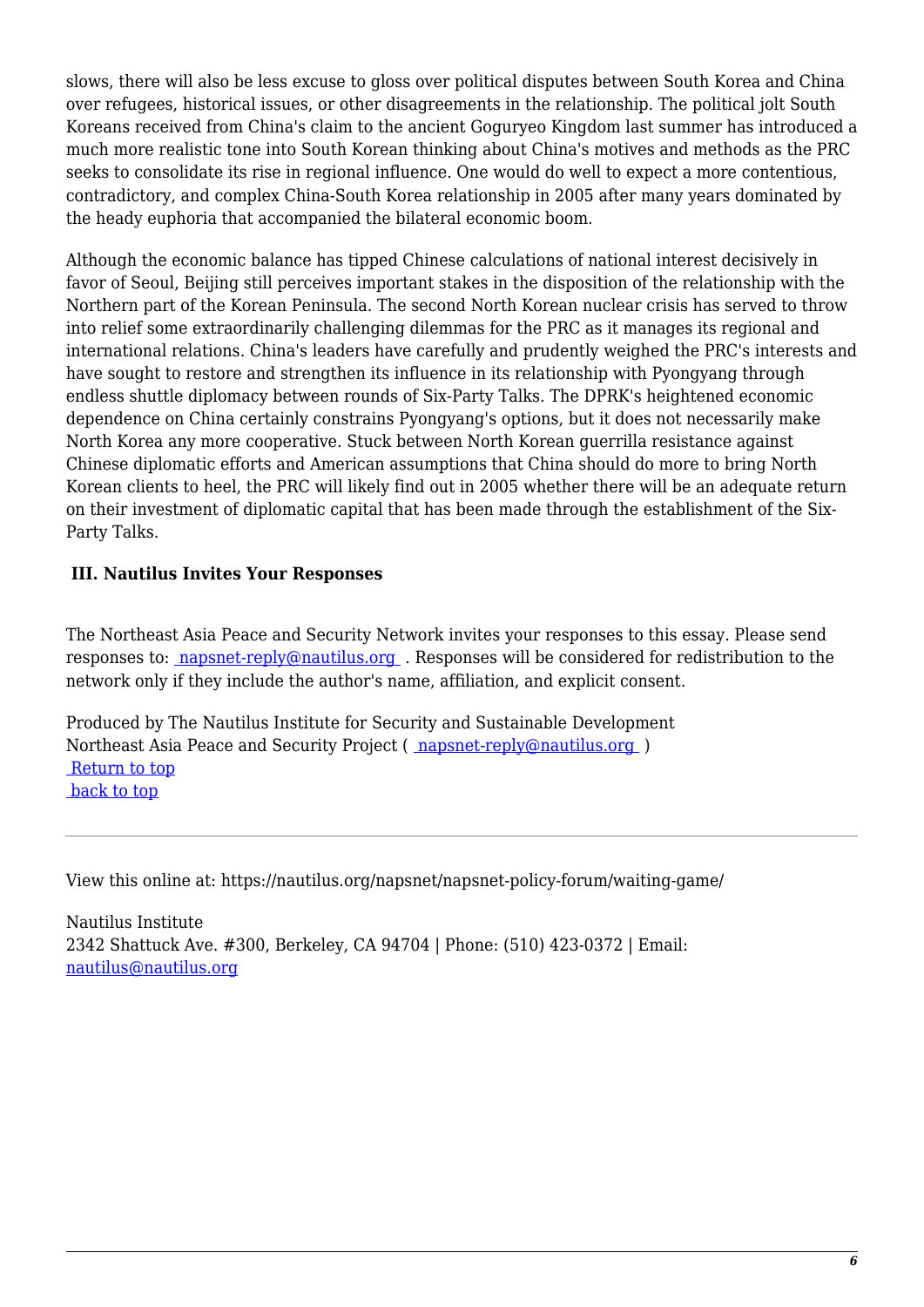slows, there will also be less excuse to gloss over political disputes between South Korea and China over refugees, historical issues, or other disagreements in the relationship. The political jolt South Koreans received from China's claim to the ancient Goguryeo Kingdom last summer has introduced a much more realistic tone into South Korean thinking about China's motives and methods as the PRC seeks to consolidate its rise in regional influence. One would do well to expect a more contentious, contradictory, and complex China-South Korea relationship in 2005 after many years dominated by the heady euphoria that accompanied the bilateral economic boom.

Although the economic balance has tipped Chinese calculations of national interest decisively in favor of Seoul, Beijing still perceives important stakes in the disposition of the relationship with the Northern part of the Korean Peninsula. The second North Korean nuclear crisis has served to throw into relief some extraordinarily challenging dilemmas for the PRC as it manages its regional and international relations. China's leaders have carefully and prudently weighed the PRC's interests and have sought to restore and strengthen its influence in its relationship with Pyongyang through endless shuttle diplomacy between rounds of Six-Party Talks. The DPRK's heightened economic dependence on China certainly constrains Pyongyang's options, but it does not necessarily make North Korea any more cooperative. Stuck between North Korean guerrilla resistance against Chinese diplomatic efforts and American assumptions that China should do more to bring North Korean clients to heel, the PRC will likely find out in 2005 whether there will be an adequate return on their investment of diplomatic capital that has been made through the establishment of the Six-Party Talks.

### III. Nautilus Invites Your Responses

The Northeast Asia Peace and Security Network invites your responses to this essay. Please send responses to: napsnet-reply@nautilus.org . Responses will be considered for redistribution to the network only if they include the author's name, affiliation, and explicit consent.

Produced by The Nautilus Institute for Security and Sustainable Development
Northeast Asia Peace and Security Project ( napsnet-reply@nautilus.org )
Return to top
back to top

---

View this online at: https://nautilus.org/napsnet/napsnet-policy-forum/waiting-game/

Nautilus Institute
2342 Shattuck Ave. #300, Berkeley, CA 94704 | Phone: (510) 423-0372 | Email: nautilus@nautilus.org